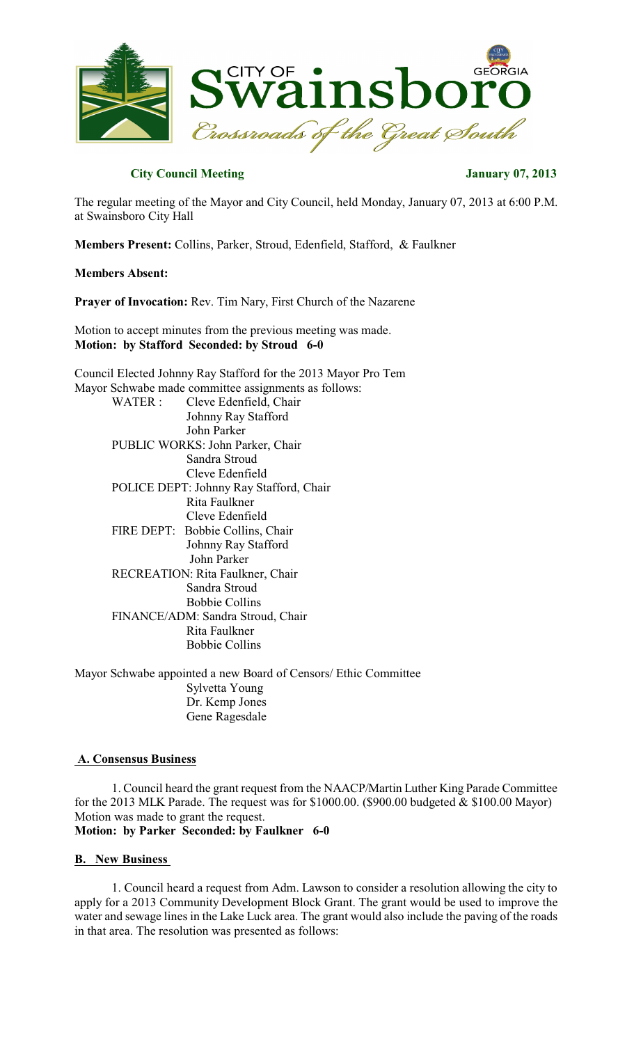# City of Swainsboro

*Crossroads of the Great South*

**City Council Meeting** **January 07, 2013**

The regular meeting of the Mayor and City Council, held Monday, January 07, 2013 at 6:00 P.M. at Swainsboro City Hall

**Members Present:** Collins, Parker, Stroud, Edenfield, Stafford, & Faulkner

**Members Absent:**

**Prayer of Invocation:** Rev. Tim Nary, First Church of the Nazarene

Motion to accept minutes from the previous meeting was made.
**Motion: by Stafford Seconded: by Stroud 6-0**

Council Elected Johnny Ray Stafford for the 2013 Mayor Pro Tem
Mayor Schwabe made committee assignments as follows:

- WATER : Cleve Edenfield, Chair
  - Johnny Ray Stafford
  - John Parker
- PUBLIC WORKS: John Parker, Chair
  - Sandra Stroud
  - Cleve Edenfield
- POLICE DEPT: Johnny Ray Stafford, Chair
  - Rita Faulkner
  - Cleve Edenfield
- FIRE DEPT: Bobbie Collins, Chair
  - Johnny Ray Stafford
  - John Parker
- RECREATION: Rita Faulkner, Chair
  - Sandra Stroud
  - Bobbie Collins
- FINANCE/ADM: Sandra Stroud, Chair
  - Rita Faulkner
  - Bobbie Collins

Mayor Schwabe appointed a new Board of Censors/ Ethic Committee

- Sylvetta Young
- Dr. Kemp Jones
- Gene Ragesdale

## A. Consensus Business

1. Council heard the grant request from the NAACP/Martin Luther King Parade Committee for the 2013 MLK Parade. The request was for $1000.00. ($900.00 budgeted & $100.00 Mayor) Motion was made to grant the request.

**Motion: by Parker Seconded: by Faulkner 6-0**

## B. New Business

1. Council heard a request from Adm. Lawson to consider a resolution allowing the city to apply for a 2013 Community Development Block Grant. The grant would be used to improve the water and sewage lines in the Lake Luck area. The grant would also include the paving of the roads in that area. The resolution was presented as follows: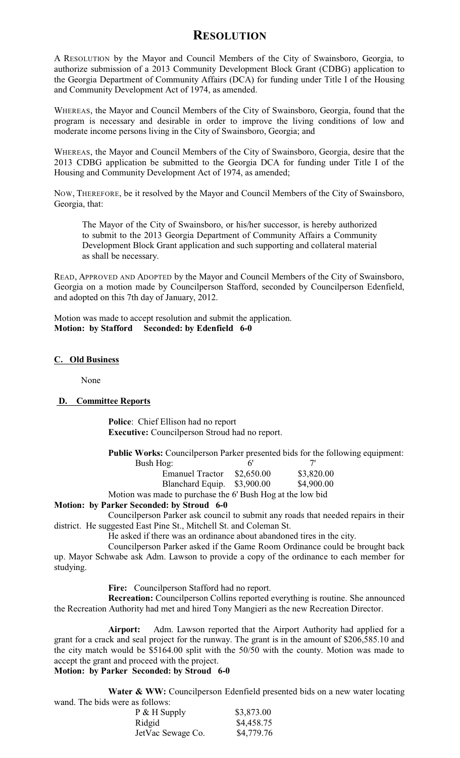# RESOLUTION

A RESOLUTION by the Mayor and Council Members of the City of Swainsboro, Georgia, to authorize submission of a 2013 Community Development Block Grant (CDBG) application to the Georgia Department of Community Affairs (DCA) for funding under Title I of the Housing and Community Development Act of 1974, as amended.

WHEREAS, the Mayor and Council Members of the City of Swainsboro, Georgia, found that the program is necessary and desirable in order to improve the living conditions of low and moderate income persons living in the City of Swainsboro, Georgia; and

WHEREAS, the Mayor and Council Members of the City of Swainsboro, Georgia, desire that the 2013 CDBG application be submitted to the Georgia DCA for funding under Title I of the Housing and Community Development Act of 1974, as amended;

NOW, THEREFORE, be it resolved by the Mayor and Council Members of the City of Swainsboro, Georgia, that:

> The Mayor of the City of Swainsboro, or his/her successor, is hereby authorized to submit to the 2013 Georgia Department of Community Affairs a Community Development Block Grant application and such supporting and collateral material as shall be necessary.

READ, APPROVED AND ADOPTED by the Mayor and Council Members of the City of Swainsboro, Georgia on a motion made by Councilperson Stafford, seconded by Councilperson Edenfield, and adopted on this 7th day of January, 2012.

Motion was made to accept resolution and submit the application.
**Motion: by Stafford Seconded: by Edenfield 6-0**

**C. Old Business**

None

**D. Committee Reports**

**Police**: Chief Ellison had no report
**Executive:** Councilperson Stroud had no report.

**Public Works:** Councilperson Parker presented bids for the following equipment:

| Bush Hog: | 6' | 7' |
|---|---|---|
| Emanuel Tractor | $2,650.00 | $3,820.00 |
| Blanchard Equip. | $3,900.00 | $4,900.00 |

Motion was made to purchase the 6' Bush Hog at the low bid
**Motion: by Parker Seconded: by Stroud 6-0**

Councilperson Parker ask council to submit any roads that needed repairs in their district. He suggested East Pine St., Mitchell St. and Coleman St.

He asked if there was an ordinance about abandoned tires in the city.

Councilperson Parker asked if the Game Room Ordinance could be brought back up. Mayor Schwabe ask Adm. Lawson to provide a copy of the ordinance to each member for studying.

**Fire:** Councilperson Stafford had no report.

**Recreation:** Councilperson Collins reported everything is routine. She announced the Recreation Authority had met and hired Tony Mangieri as the new Recreation Director.

**Airport:** Adm. Lawson reported that the Airport Authority had applied for a grant for a crack and seal project for the runway. The grant is in the amount of $206,585.10 and the city match would be $5164.00 split with the 50/50 with the county. Motion was made to accept the grant and proceed with the project.
**Motion: by Parker Seconded: by Stroud 6-0**

**Water & WW:** Councilperson Edenfield presented bids on a new water locating wand. The bids were as follows:

| | |
|---|---|
| P & H Supply | $3,873.00 |
| Ridgid | $4,458.75 |
| JetVac Sewage Co. | $4,779.76 |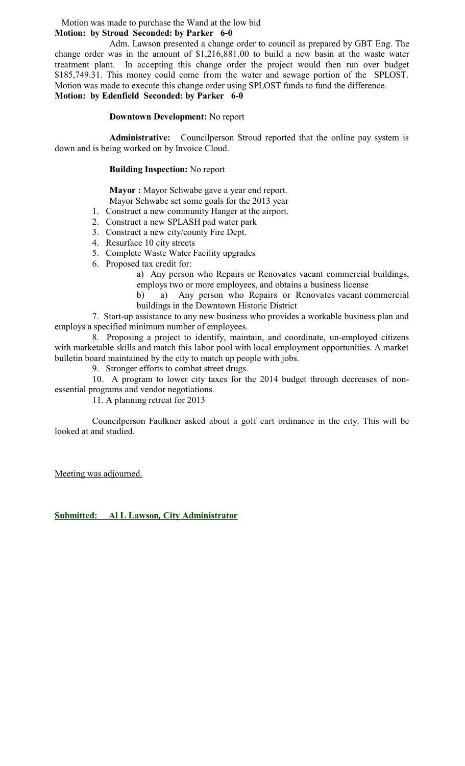Motion was made to purchase the Wand at the low bid

**Motion: by Stroud Seconded: by Parker 6-0**

Adm. Lawson presented a change order to council as prepared by GBT Eng. The change order was in the amount of $1,216,881.00 to build a new basin at the waste water treatment plant. In accepting this change order the project would then run over budget $185,749.31. This money could come from the water and sewage portion of the SPLOST. Motion was made to execute this change order using SPLOST funds to fund the difference.

**Motion: by Edenfield Seconded: by Parker 6-0**

**Downtown Development:** No report

**Administrative:** Councilperson Stroud reported that the online pay system is down and is being worked on by Invoice Cloud.

**Building Inspection:** No report

**Mayor :** Mayor Schwabe gave a year end report.

Mayor Schwabe set some goals for the 2013 year

1. Construct a new community Hanger at the airport.
2. Construct a new SPLASH pad water park
3. Construct a new city/county Fire Dept.
4. Resurface 10 city streets
5. Complete Waste Water Facility upgrades
6. Proposed tax credit for:
   - a) Any person who Repairs or Renovates vacant commercial buildings, employs two or more employees, and obtains a business license
   - b) a) Any person who Repairs or Renovates vacant commercial buildings in the Downtown Historic District
7. Start-up assistance to any new business who provides a workable business plan and employs a specified minimum number of employees.
8. Proposing a project to identify, maintain, and coordinate, un-employed citizens with marketable skills and match this labor pool with local employment opportunities. A market bulletin board maintained by the city to match up people with jobs.
9. Stronger efforts to combat street drugs.
10. A program to lower city taxes for the 2014 budget through decreases of non-essential programs and vendor negotiations.
11. A planning retreat for 2013

Councilperson Faulkner asked about a golf cart ordinance in the city. This will be looked at and studied.

Meeting was adjourned.

**Submitted: Al L Lawson, City Administrator**